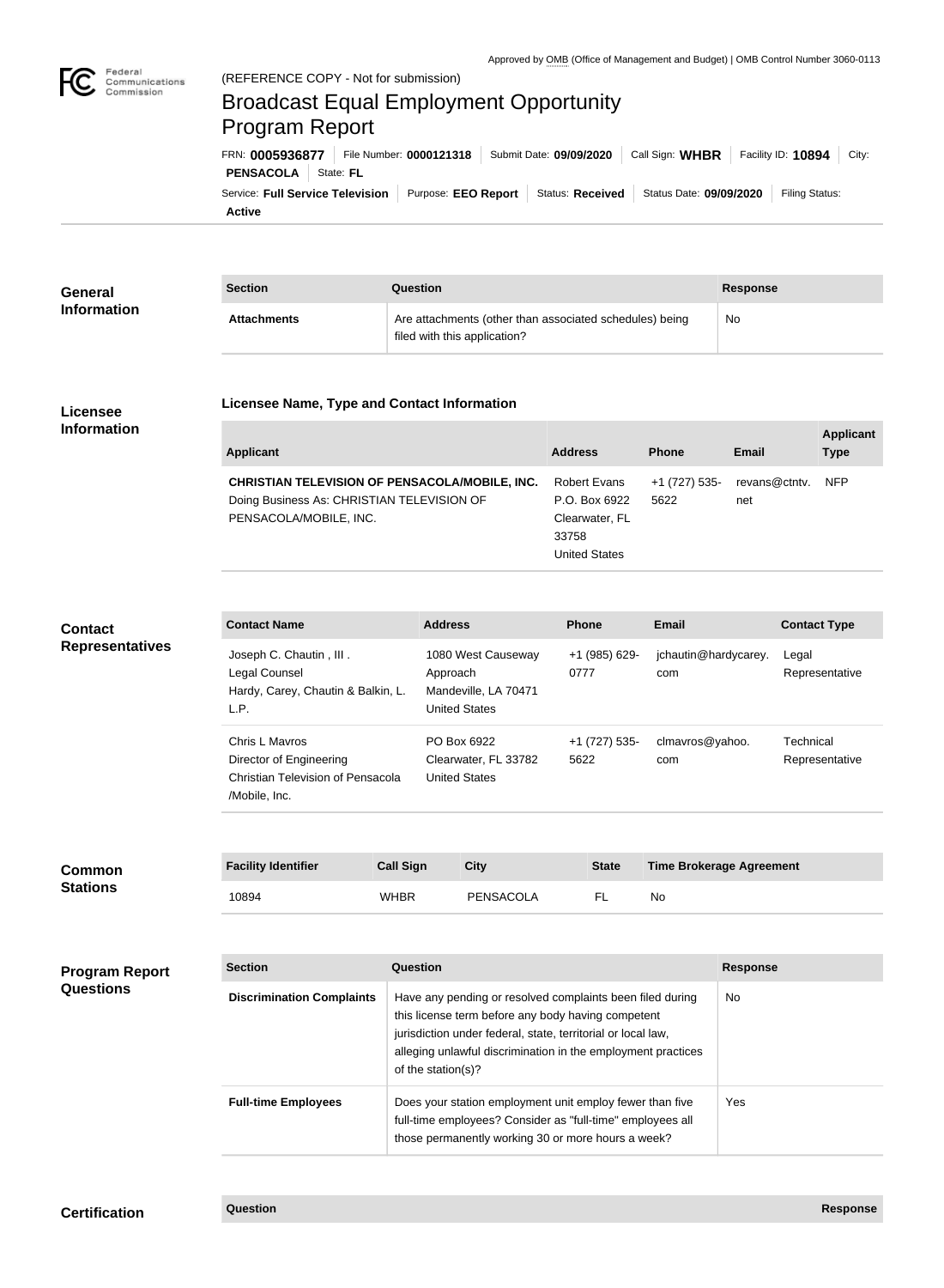Approved by OMB (Office of Management and Budget) | OMB Control Number 3060-0113

Federal Communications Commission

(REFERENCE COPY - Not for submission)

# Broadcast Equal Employment Opportunity Program Report

FRN: **0005936877** | File Number: **0000121318** | Submit Date: **09/09/2020** | Call Sign: **WHBR** | Facility ID: **10894** | City: **PENSACOLA** | State: **FL**

Service: **Full Service Television** | Purpose: **EEO Report** | Status: **Received** | Status Date: **09/09/2020** | Filing Status: **Active**

## General Information

| Section | Question | Response |
|---|---|---|
| **Attachments** | Are attachments (other than associated schedules) being filed with this application? | No |

## Licensee Information

### Licensee Name, Type and Contact Information

| Applicant | Address | Phone | Email | Applicant Type |
|---|---|---|---|---|
| **CHRISTIAN TELEVISION OF PENSACOLA/MOBILE, INC.** Doing Business As: CHRISTIAN TELEVISION OF PENSACOLA/MOBILE, INC. | Robert Evans P.O. Box 6922 Clearwater, FL 33758 United States | +1 (727) 535-5622 | revans@ctntv.net | NFP |

## Contact Representatives

| Contact Name | Address | Phone | Email | Contact Type |
|---|---|---|---|---|
| Joseph C. Chautin , III . Legal Counsel Hardy, Carey, Chautin & Balkin, L.L.P. | 1080 West Causeway Approach Mandeville, LA 70471 United States | +1 (985) 629-0777 | jchautin@hardycarey.com | Legal Representative |
| Chris L Mavros Director of Engineering Christian Television of Pensacola /Mobile, Inc. | PO Box 6922 Clearwater, FL 33782 United States | +1 (727) 535-5622 | clmavros@yahoo.com | Technical Representative |

## Common Stations

| Facility Identifier | Call Sign | City | State | Time Brokerage Agreement |
|---|---|---|---|---|
| 10894 | WHBR | PENSACOLA | FL | No |

## Program Report Questions

| Section | Question | Response |
|---|---|---|
| **Discrimination Complaints** | Have any pending or resolved complaints been filed during this license term before any body having competent jurisdiction under federal, state, territorial or local law, alleging unlawful discrimination in the employment practices of the station(s)? | No |
| **Full-time Employees** | Does your station employment unit employ fewer than five full-time employees? Consider as "full-time" employees all those permanently working 30 or more hours a week? | Yes |

## Certification

| Question | Response |
|---|---|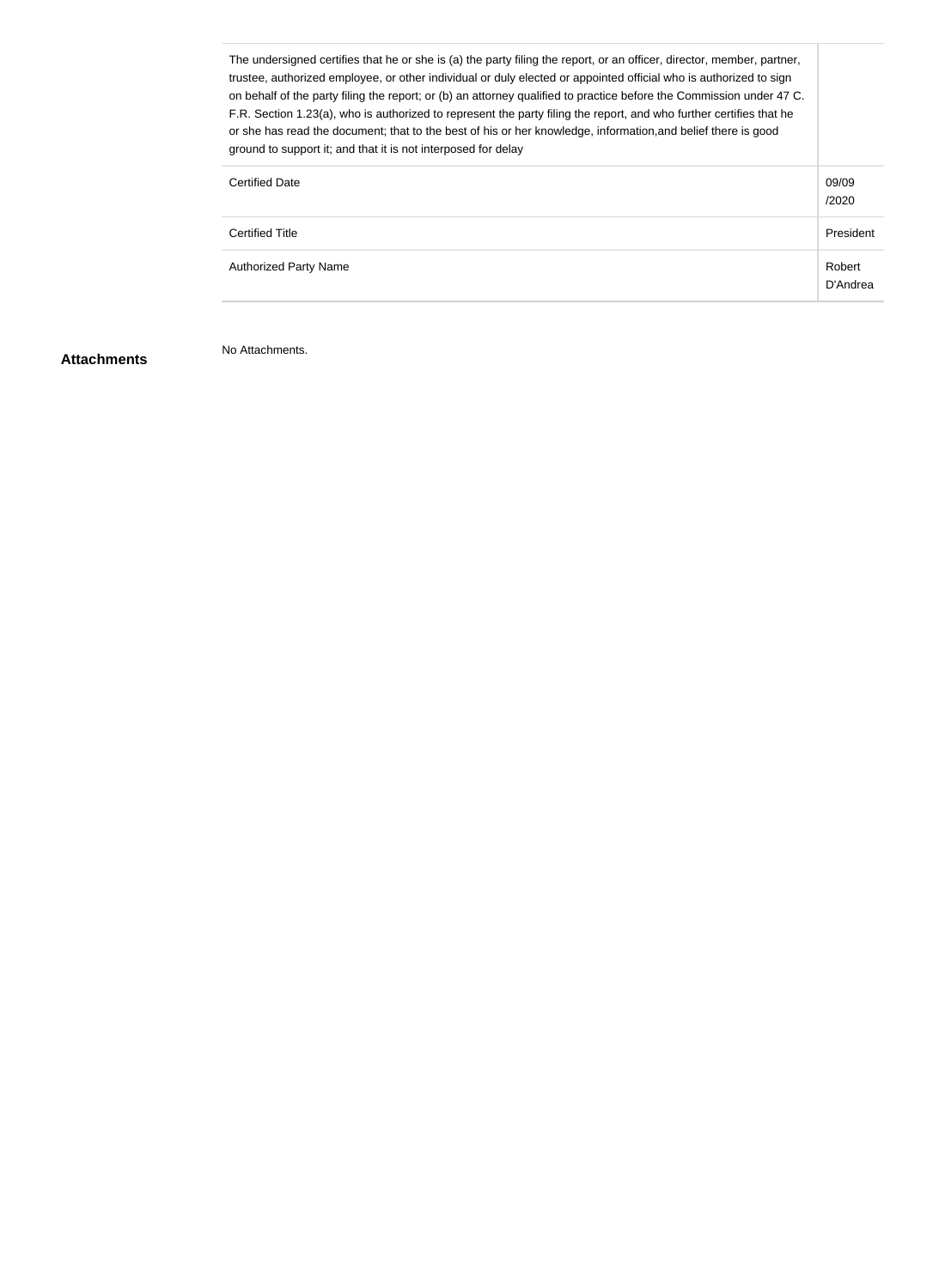| | |
|---|---|
| The undersigned certifies that he or she is (a) the party filing the report, or an officer, director, member, partner, trustee, authorized employee, or other individual or duly elected or appointed official who is authorized to sign on behalf of the party filing the report; or (b) an attorney qualified to practice before the Commission under 47 C.F.R. Section 1.23(a), who is authorized to represent the party filing the report, and who further certifies that he or she has read the document; that to the best of his or her knowledge, information,and belief there is good ground to support it; and that it is not interposed for delay | |
| Certified Date | 09/09/2020 |
| Certified Title | President |
| Authorized Party Name | Robert D'Andrea |

**Attachments**

No Attachments.